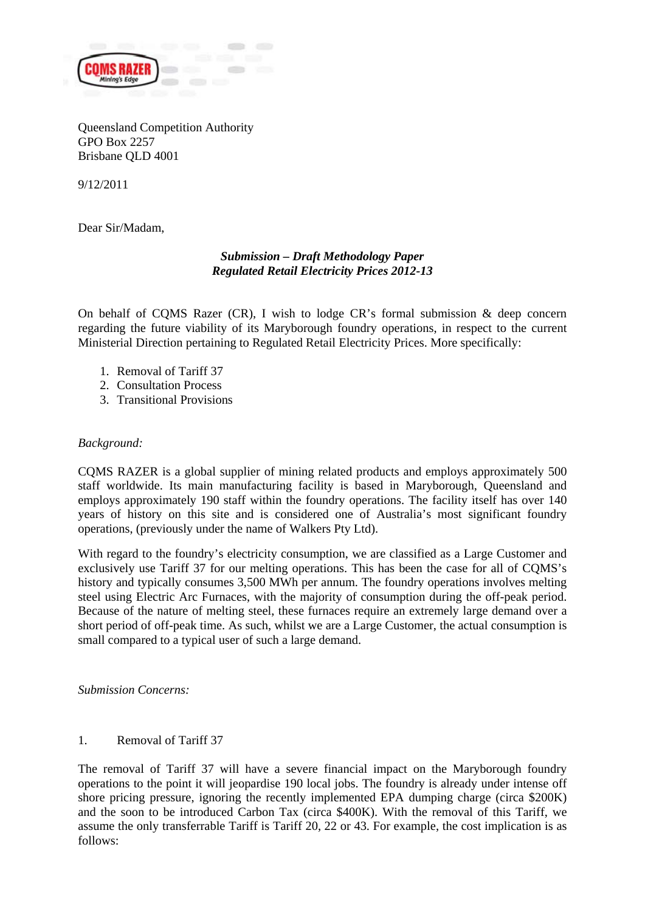Queensland Competition Authority
GPO Box 2257
Brisbane QLD 4001

9/12/2011

Dear Sir/Madam,

***Submission – Draft Methodology Paper***
***Regulated Retail Electricity Prices 2012-13***

On behalf of CQMS Razer (CR), I wish to lodge CR's formal submission & deep concern regarding the future viability of its Maryborough foundry operations, in respect to the current Ministerial Direction pertaining to Regulated Retail Electricity Prices. More specifically:

1. Removal of Tariff 37
2. Consultation Process
3. Transitional Provisions

*Background:*

CQMS RAZER is a global supplier of mining related products and employs approximately 500 staff worldwide. Its main manufacturing facility is based in Maryborough, Queensland and employs approximately 190 staff within the foundry operations. The facility itself has over 140 years of history on this site and is considered one of Australia's most significant foundry operations, (previously under the name of Walkers Pty Ltd).

With regard to the foundry's electricity consumption, we are classified as a Large Customer and exclusively use Tariff 37 for our melting operations. This has been the case for all of CQMS's history and typically consumes 3,500 MWh per annum. The foundry operations involves melting steel using Electric Arc Furnaces, with the majority of consumption during the off-peak period. Because of the nature of melting steel, these furnaces require an extremely large demand over a short period of off-peak time. As such, whilst we are a Large Customer, the actual consumption is small compared to a typical user of such a large demand.

*Submission Concerns:*

1. Removal of Tariff 37

The removal of Tariff 37 will have a severe financial impact on the Maryborough foundry operations to the point it will jeopardise 190 local jobs. The foundry is already under intense off shore pricing pressure, ignoring the recently implemented EPA dumping charge (circa $200K) and the soon to be introduced Carbon Tax (circa $400K). With the removal of this Tariff, we assume the only transferrable Tariff is Tariff 20, 22 or 43. For example, the cost implication is as follows: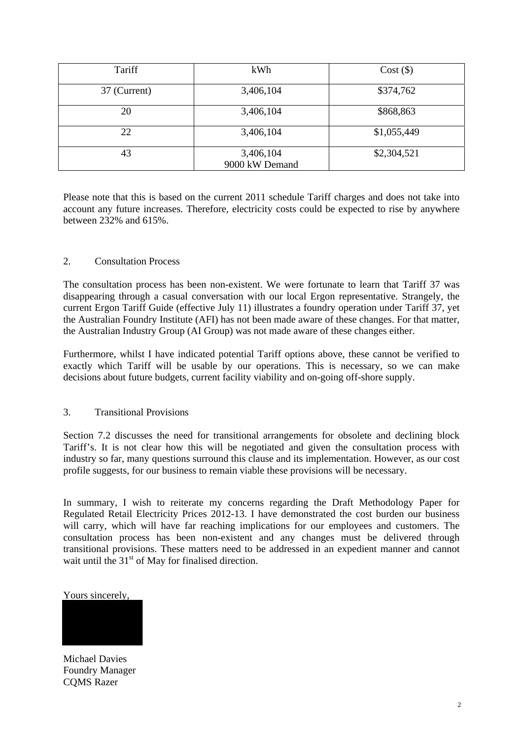| Tariff | kWh | Cost ($) |
|---|---|---|
| 37 (Current) | 3,406,104 | $374,762 |
| 20 | 3,406,104 | $868,863 |
| 22 | 3,406,104 | $1,055,449 |
| 43 | 3,406,104<br>9000 kW Demand | $2,304,521 |

Please note that this is based on the current 2011 schedule Tariff charges and does not take into account any future increases. Therefore, electricity costs could be expected to rise by anywhere between 232% and 615%.

2. Consultation Process

The consultation process has been non-existent. We were fortunate to learn that Tariff 37 was disappearing through a casual conversation with our local Ergon representative. Strangely, the current Ergon Tariff Guide (effective July 11) illustrates a foundry operation under Tariff 37, yet the Australian Foundry Institute (AFI) has not been made aware of these changes. For that matter, the Australian Industry Group (AI Group) was not made aware of these changes either.

Furthermore, whilst I have indicated potential Tariff options above, these cannot be verified to exactly which Tariff will be usable by our operations. This is necessary, so we can make decisions about future budgets, current facility viability and on-going off-shore supply.

3. Transitional Provisions

Section 7.2 discusses the need for transitional arrangements for obsolete and declining block Tariff's. It is not clear how this will be negotiated and given the consultation process with industry so far, many questions surround this clause and its implementation. However, as our cost profile suggests, for our business to remain viable these provisions will be necessary.

In summary, I wish to reiterate my concerns regarding the Draft Methodology Paper for Regulated Retail Electricity Prices 2012-13. I have demonstrated the cost burden our business will carry, which will have far reaching implications for our employees and customers. The consultation process has been non-existent and any changes must be delivered through transitional provisions. These matters need to be addressed in an expedient manner and cannot wait until the 31st of May for finalised direction.

Yours sincerely,

Michael Davies
Foundry Manager
CQMS Razer